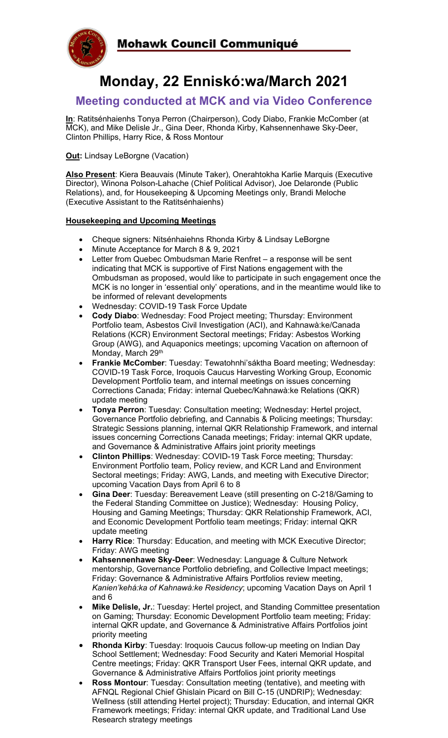# Mohawk Council Communiqué

# Monday, 22 Enniskó:wa/March 2021

## Meeting conducted at MCK and via Video Conference

**In**: Ratitsénhaienhs Tonya Perron (Chairperson), Cody Diabo, Frankie McComber (at MCK), and Mike Delisle Jr., Gina Deer, Rhonda Kirby, Kahsennenhawe Sky-Deer, Clinton Phillips, Harry Rice, & Ross Montour

**Out:** Lindsay LeBorgne (Vacation)

**Also Present**: Kiera Beauvais (Minute Taker), Onerahtokha Karlie Marquis (Executive Director), Winona Polson-Lahache (Chief Political Advisor), Joe Delaronde (Public Relations), and, for Housekeeping & Upcoming Meetings only, Brandi Meloche (Executive Assistant to the Ratitsénhaienhs)

**Housekeeping and Upcoming Meetings**

- Cheque signers: Nitsénhaiehns Rhonda Kirby & Lindsay LeBorgne
- Minute Acceptance for March 8 & 9, 2021
- Letter from Quebec Ombudsman Marie Renfret – a response will be sent indicating that MCK is supportive of First Nations engagement with the Ombudsman as proposed, would like to participate in such engagement once the MCK is no longer in 'essential only' operations, and in the meantime would like to be informed of relevant developments
- Wednesday: COVID-19 Task Force Update
- **Cody Diabo**: Wednesday: Food Project meeting; Thursday: Environment Portfolio team, Asbestos Civil Investigation (ACI), and Kahnawà:ke/Canada Relations (KCR) Environment Sectoral meetings; Friday: Asbestos Working Group (AWG), and Aquaponics meetings; upcoming Vacation on afternoon of Monday, March 29th
- **Frankie McComber**: Tuesday: Tewatohnhi'sáktha Board meeting; Wednesday: COVID-19 Task Force, Iroquois Caucus Harvesting Working Group, Economic Development Portfolio team, and internal meetings on issues concerning Corrections Canada; Friday: internal Quebec/Kahnawà:ke Relations (QKR) update meeting
- **Tonya Perron**: Tuesday: Consultation meeting; Wednesday: Hertel project, Governance Portfolio debriefing, and Cannabis & Policing meetings; Thursday: Strategic Sessions planning, internal QKR Relationship Framework, and internal issues concerning Corrections Canada meetings; Friday: internal QKR update, and Governance & Administrative Affairs joint priority meetings
- **Clinton Phillips**: Wednesday: COVID-19 Task Force meeting; Thursday: Environment Portfolio team, Policy review, and KCR Land and Environment Sectoral meetings; Friday: AWG, Lands, and meeting with Executive Director; upcoming Vacation Days from April 6 to 8
- **Gina Deer**: Tuesday: Bereavement Leave (still presenting on C-218/Gaming to the Federal Standing Committee on Justice); Wednesday: Housing Policy, Housing and Gaming Meetings; Thursday: QKR Relationship Framework, ACI, and Economic Development Portfolio team meetings; Friday: internal QKR update meeting
- **Harry Rice**: Thursday: Education, and meeting with MCK Executive Director; Friday: AWG meeting
- **Kahsennenhawe Sky-Deer**: Wednesday: Language & Culture Network mentorship, Governance Portfolio debriefing, and Collective Impact meetings; Friday: Governance & Administrative Affairs Portfolios review meeting, *Kanien'kehá:ka of Kahnawà:ke Residency*; upcoming Vacation Days on April 1 and 6
- **Mike Delisle, Jr.**: Tuesday: Hertel project, and Standing Committee presentation on Gaming; Thursday: Economic Development Portfolio team meeting; Friday: internal QKR update, and Governance & Administrative Affairs Portfolios joint priority meeting
- **Rhonda Kirby**: Tuesday: Iroquois Caucus follow-up meeting on Indian Day School Settlement; Wednesday: Food Security and Kateri Memorial Hospital Centre meetings; Friday: QKR Transport User Fees, internal QKR update, and Governance & Administrative Affairs Portfolios joint priority meetings
- **Ross Montour**: Tuesday: Consultation meeting (tentative), and meeting with AFNQL Regional Chief Ghislain Picard on Bill C-15 (UNDRIP); Wednesday: Wellness (still attending Hertel project); Thursday: Education, and internal QKR Framework meetings; Friday: internal QKR update, and Traditional Land Use Research strategy meetings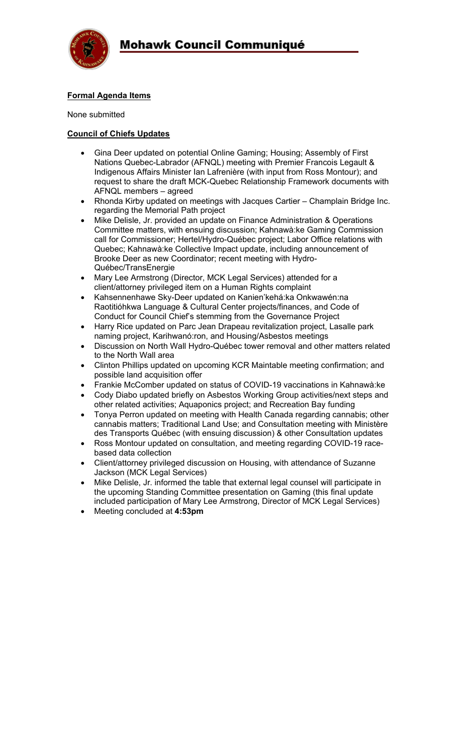## Mohawk Council Communiqué

**Formal Agenda Items**

None submitted

**Council of Chiefs Updates**

- Gina Deer updated on potential Online Gaming; Housing; Assembly of First Nations Quebec-Labrador (AFNQL) meeting with Premier Francois Legault & Indigenous Affairs Minister Ian Lafrenière (with input from Ross Montour); and request to share the draft MCK-Quebec Relationship Framework documents with AFNQL members – agreed
- Rhonda Kirby updated on meetings with Jacques Cartier – Champlain Bridge Inc. regarding the Memorial Path project
- Mike Delisle, Jr. provided an update on Finance Administration & Operations Committee matters, with ensuing discussion; Kahnawà:ke Gaming Commission call for Commissioner; Hertel/Hydro-Québec project; Labor Office relations with Quebec; Kahnawà:ke Collective Impact update, including announcement of Brooke Deer as new Coordinator; recent meeting with Hydro-Québec/TransEnergie
- Mary Lee Armstrong (Director, MCK Legal Services) attended for a client/attorney privileged item on a Human Rights complaint
- Kahsennenhawe Sky-Deer updated on Kanien'kehá:ka Onkwawén:na Raotitióhkwa Language & Cultural Center projects/finances, and Code of Conduct for Council Chief's stemming from the Governance Project
- Harry Rice updated on Parc Jean Drapeau revitalization project, Lasalle park naming project, Karihwanó:ron, and Housing/Asbestos meetings
- Discussion on North Wall Hydro-Québec tower removal and other matters related to the North Wall area
- Clinton Phillips updated on upcoming KCR Maintable meeting confirmation; and possible land acquisition offer
- Frankie McComber updated on status of COVID-19 vaccinations in Kahnawà:ke
- Cody Diabo updated briefly on Asbestos Working Group activities/next steps and other related activities; Aquaponics project; and Recreation Bay funding
- Tonya Perron updated on meeting with Health Canada regarding cannabis; other cannabis matters; Traditional Land Use; and Consultation meeting with Ministère des Transports Québec (with ensuing discussion) & other Consultation updates
- Ross Montour updated on consultation, and meeting regarding COVID-19 race-based data collection
- Client/attorney privileged discussion on Housing, with attendance of Suzanne Jackson (MCK Legal Services)
- Mike Delisle, Jr. informed the table that external legal counsel will participate in the upcoming Standing Committee presentation on Gaming (this final update included participation of Mary Lee Armstrong, Director of MCK Legal Services)
- Meeting concluded at **4:53pm**